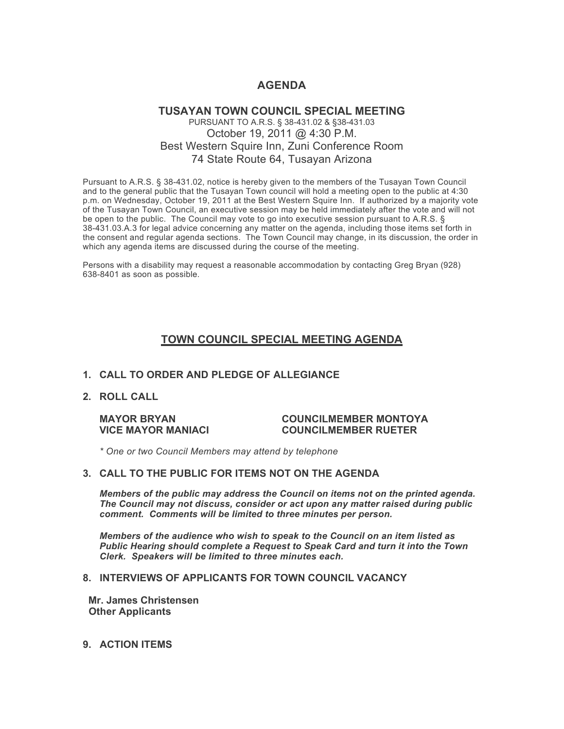# AGENDA

## TUSAYAN TOWN COUNCIL SPECIAL MEETING

PURSUANT TO A.R.S. § 38-431.02 & §38-431.03

October 19, 2011 @ 4:30 P.M.

Best Western Squire Inn, Zuni Conference Room

74 State Route 64, Tusayan Arizona

Pursuant to A.R.S. § 38-431.02, notice is hereby given to the members of the Tusayan Town Council and to the general public that the Tusayan Town council will hold a meeting open to the public at 4:30 p.m. on Wednesday, October 19, 2011 at the Best Western Squire Inn. If authorized by a majority vote of the Tusayan Town Council, an executive session may be held immediately after the vote and will not be open to the public. The Council may vote to go into executive session pursuant to A.R.S. § 38-431.03.A.3 for legal advice concerning any matter on the agenda, including those items set forth in the consent and regular agenda sections. The Town Council may change, in its discussion, the order in which any agenda items are discussed during the course of the meeting.

Persons with a disability may request a reasonable accommodation by contacting Greg Bryan (928) 638-8401 as soon as possible.

## TOWN COUNCIL SPECIAL MEETING AGENDA

**1. CALL TO ORDER AND PLEDGE OF ALLEGIANCE**

**2. ROLL CALL**

**MAYOR BRYAN** | **COUNCILMEMBER MONTOYA**
**VICE MAYOR MANIACI** | **COUNCILMEMBER RUETER**

*\* One or two Council Members may attend by telephone*

**3. CALL TO THE PUBLIC FOR ITEMS NOT ON THE AGENDA**

***Members of the public may address the Council on items not on the printed agenda. The Council may not discuss, consider or act upon any matter raised during public comment. Comments will be limited to three minutes per person.***

***Members of the audience who wish to speak to the Council on an item listed as Public Hearing should complete a Request to Speak Card and turn it into the Town Clerk. Speakers will be limited to three minutes each.***

**8. INTERVIEWS OF APPLICANTS FOR TOWN COUNCIL VACANCY**

**Mr. James Christensen**
**Other Applicants**

**9. ACTION ITEMS**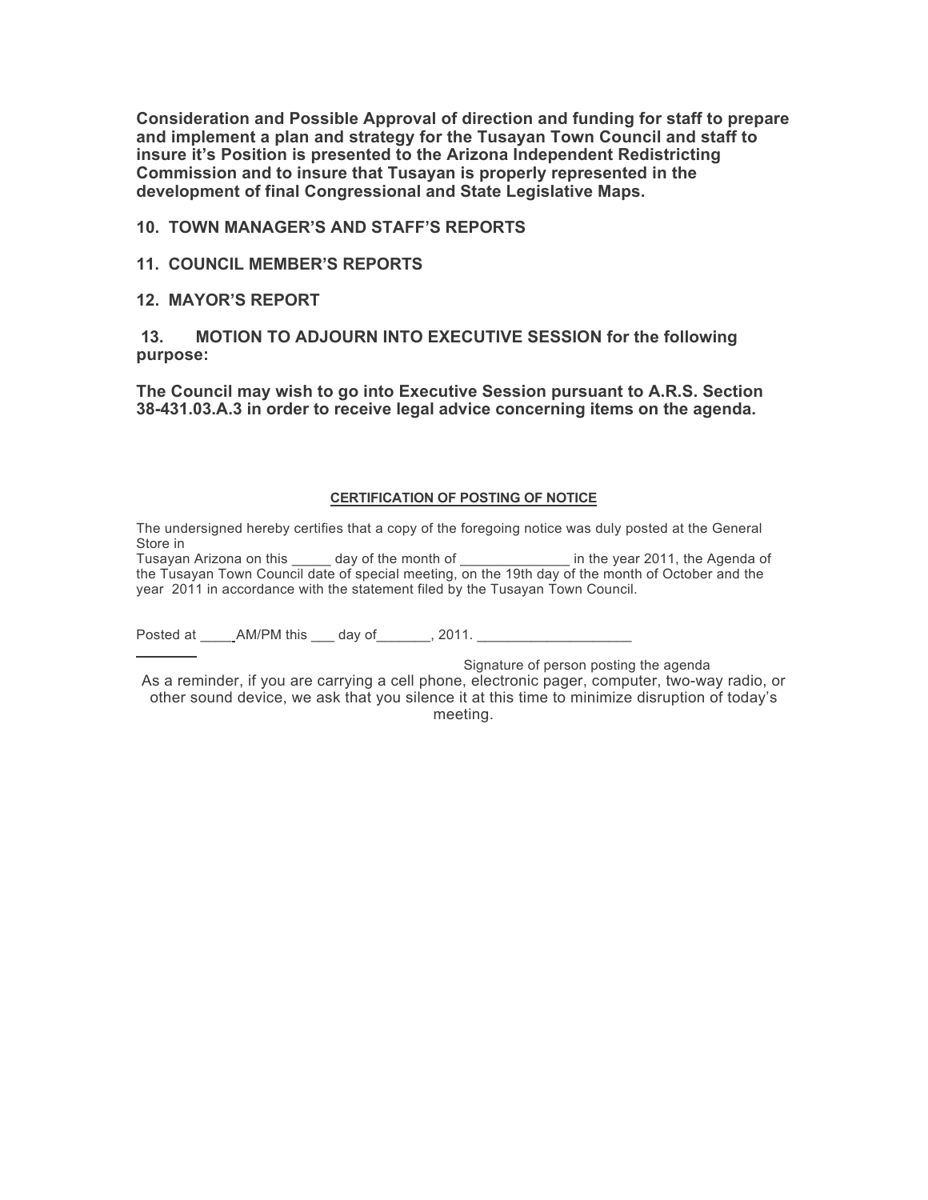**Consideration and Possible Approval of direction and funding for staff to prepare and implement a plan and strategy for the Tusayan Town Council and staff to insure it's Position is presented to the Arizona Independent Redistricting Commission and to insure that Tusayan is properly represented in the development of final Congressional and State Legislative Maps.**

**10. TOWN MANAGER'S AND STAFF'S REPORTS**

**11. COUNCIL MEMBER'S REPORTS**

**12. MAYOR'S REPORT**

**13. MOTION TO ADJOURN INTO EXECUTIVE SESSION for the following purpose:**

**The Council may wish to go into Executive Session pursuant to A.R.S. Section 38-431.03.A.3 in order to receive legal advice concerning items on the agenda.**

**CERTIFICATION OF POSTING OF NOTICE**

The undersigned hereby certifies that a copy of the foregoing notice was duly posted at the General Store in
Tusayan Arizona on this _____ day of the month of ______________ in the year 2011, the Agenda of the Tusayan Town Council date of special meeting, on the 19th day of the month of October and the year 2011 in accordance with the statement filed by the Tusayan Town Council.

Posted at _____ AM/PM this ___ day of_______, 2011. ____________________

Signature of person posting the agenda

As a reminder, if you are carrying a cell phone, electronic pager, computer, two-way radio, or other sound device, we ask that you silence it at this time to minimize disruption of today's meeting.